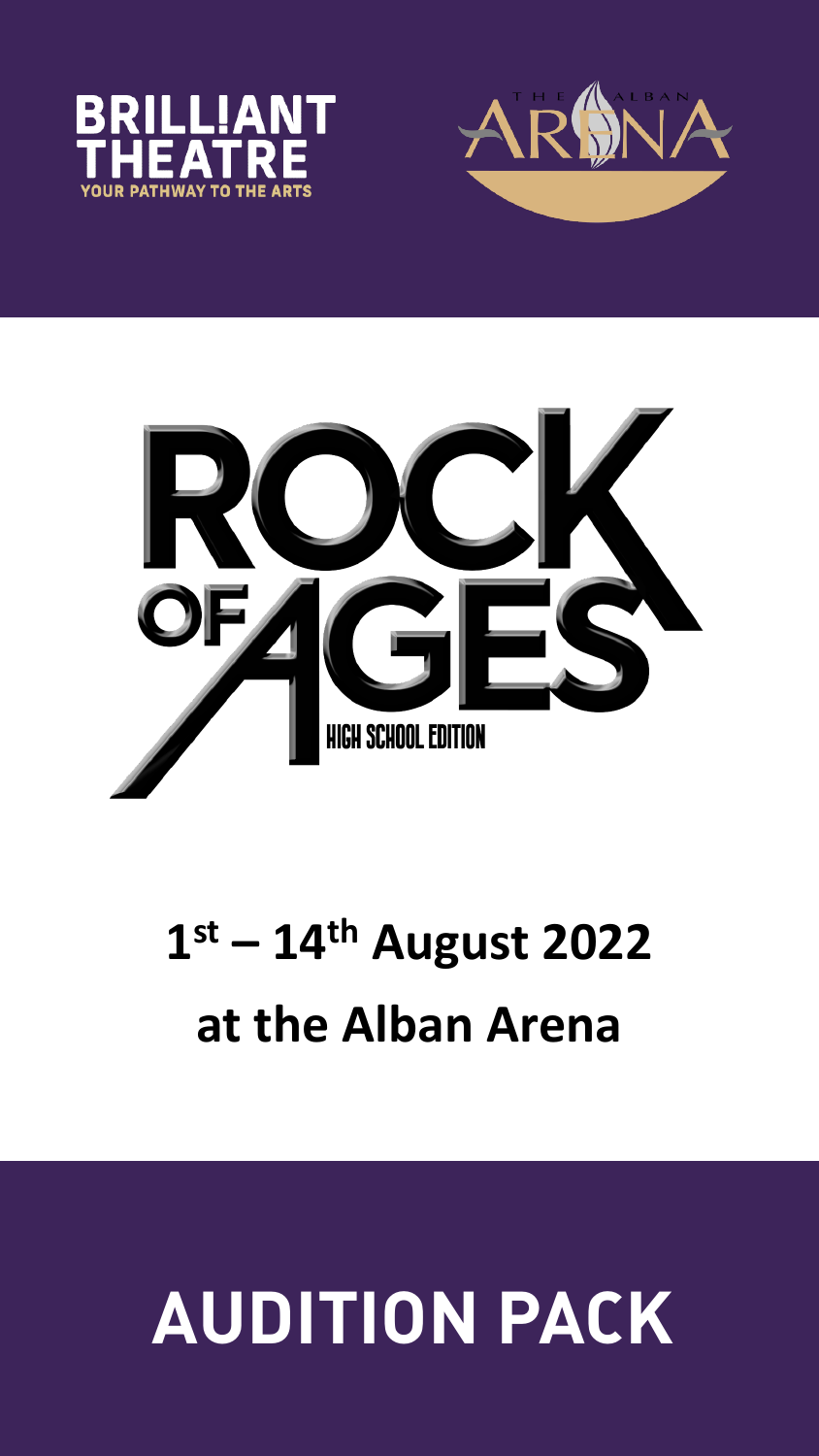BRILLIANT THEATRE
YOUR PATHWAY TO THE ARTS

THE ALBAN ARENA

# ROCK OF AGES

HIGH SCHOOL EDITION

## 1st – 14th August 2022

## at the Alban Arena

# AUDITION PACK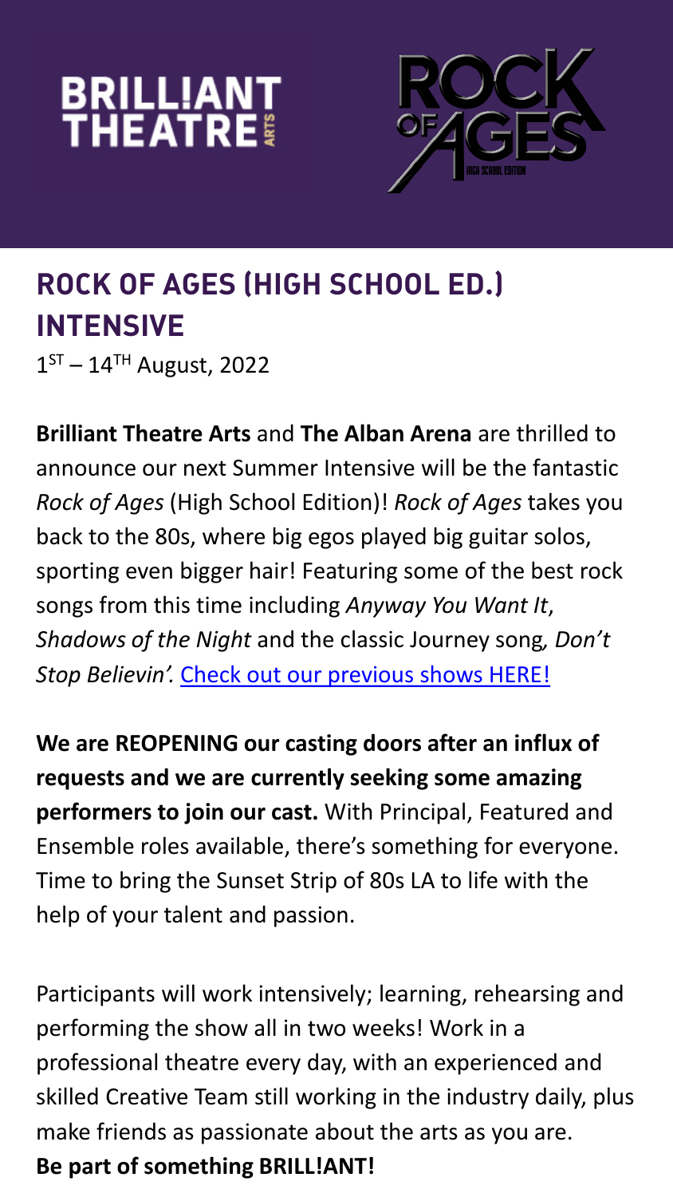# ROCK OF AGES (HIGH SCHOOL ED.) INTENSIVE

1ST – 14TH August, 2022

**Brilliant Theatre Arts** and **The Alban Arena** are thrilled to announce our next Summer Intensive will be the fantastic *Rock of Ages* (High School Edition)! *Rock of Ages* takes you back to the 80s, where big egos played big guitar solos, sporting even bigger hair! Featuring some of the best rock songs from this time including *Anyway You Want It*, *Shadows of the Night* and the classic Journey song*, Don't Stop Believin'.* Check out our previous shows HERE!

**We are REOPENING our casting doors after an influx of requests and we are currently seeking some amazing performers to join our cast.** With Principal, Featured and Ensemble roles available, there's something for everyone. Time to bring the Sunset Strip of 80s LA to life with the help of your talent and passion.

Participants will work intensively; learning, rehearsing and performing the show all in two weeks! Work in a professional theatre every day, with an experienced and skilled Creative Team still working in the industry daily, plus make friends as passionate about the arts as you are.
**Be part of something BRILL!ANT!**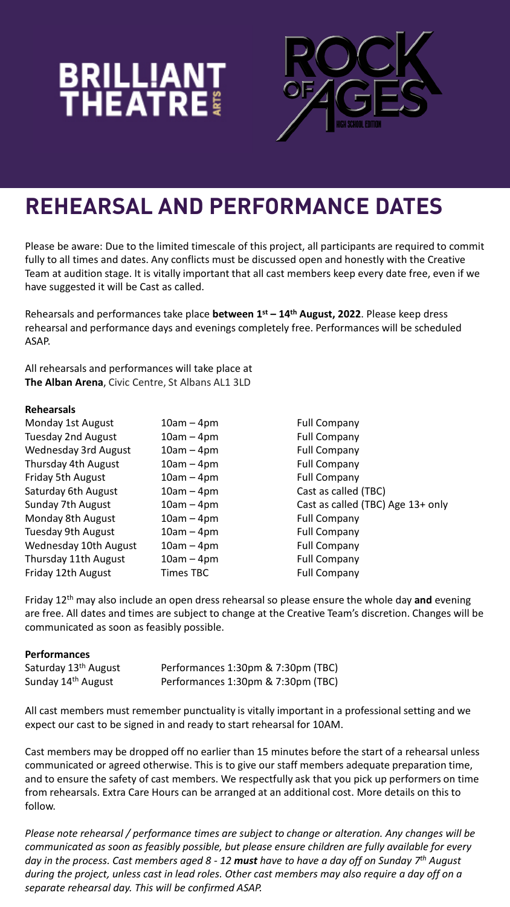BRILLIANT THEATRE ARTS

ROCK OF AGES HIGH SCHOOL EDITION

# REHEARSAL AND PERFORMANCE DATES

Please be aware: Due to the limited timescale of this project, all participants are required to commit fully to all times and dates. Any conflicts must be discussed open and honestly with the Creative Team at audition stage. It is vitally important that all cast members keep every date free, even if we have suggested it will be Cast as called.

Rehearsals and performances take place **between 1st – 14th August, 2022**. Please keep dress rehearsal and performance days and evenings completely free. Performances will be scheduled ASAP.

All rehearsals and performances will take place at **The Alban Arena**, Civic Centre, St Albans AL1 3LD

**Rehearsals**

| | | |
|---|---|---|
| Monday 1st August | 10am – 4pm | Full Company |
| Tuesday 2nd August | 10am – 4pm | Full Company |
| Wednesday 3rd August | 10am – 4pm | Full Company |
| Thursday 4th August | 10am – 4pm | Full Company |
| Friday 5th August | 10am – 4pm | Full Company |
| Saturday 6th August | 10am – 4pm | Cast as called (TBC) |
| Sunday 7th August | 10am – 4pm | Cast as called (TBC) Age 13+ only |
| Monday 8th August | 10am – 4pm | Full Company |
| Tuesday 9th August | 10am – 4pm | Full Company |
| Wednesday 10th August | 10am – 4pm | Full Company |
| Thursday 11th August | 10am – 4pm | Full Company |
| Friday 12th August | Times TBC | Full Company |

Friday 12th may also include an open dress rehearsal so please ensure the whole day **and** evening are free. All dates and times are subject to change at the Creative Team's discretion. Changes will be communicated as soon as feasibly possible.

**Performances**

| | |
|---|---|
| Saturday 13th August | Performances 1:30pm & 7:30pm (TBC) |
| Sunday 14th August | Performances 1:30pm & 7:30pm (TBC) |

All cast members must remember punctuality is vitally important in a professional setting and we expect our cast to be signed in and ready to start rehearsal for 10AM.

Cast members may be dropped off no earlier than 15 minutes before the start of a rehearsal unless communicated or agreed otherwise. This is to give our staff members adequate preparation time, and to ensure the safety of cast members. We respectfully ask that you pick up performers on time from rehearsals. Extra Care Hours can be arranged at an additional cost. More details on this to follow.

*Please note rehearsal / performance times are subject to change or alteration. Any changes will be communicated as soon as feasibly possible, but please ensure children are fully available for every day in the process. Cast members aged 8 - 12* ***must*** *have to have a day off on Sunday 7th August during the project, unless cast in lead roles. Other cast members may also require a day off on a separate rehearsal day. This will be confirmed ASAP.*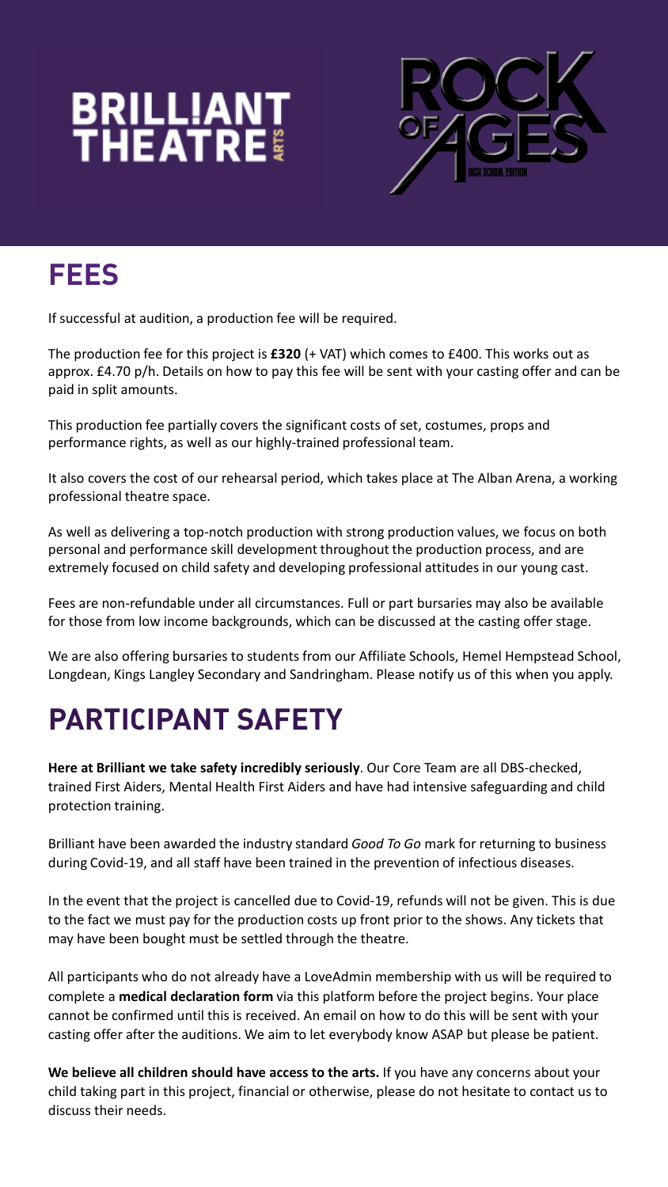# FEES

If successful at audition, a production fee will be required.

The production fee for this project is **£320** (+ VAT) which comes to £400. This works out as approx. £4.70 p/h. Details on how to pay this fee will be sent with your casting offer and can be paid in split amounts.

This production fee partially covers the significant costs of set, costumes, props and performance rights, as well as our highly-trained professional team.

It also covers the cost of our rehearsal period, which takes place at The Alban Arena, a working professional theatre space.

As well as delivering a top-notch production with strong production values, we focus on both personal and performance skill development throughout the production process, and are extremely focused on child safety and developing professional attitudes in our young cast.

Fees are non-refundable under all circumstances. Full or part bursaries may also be available for those from low income backgrounds, which can be discussed at the casting offer stage.

We are also offering bursaries to students from our Affiliate Schools, Hemel Hempstead School, Longdean, Kings Langley Secondary and Sandringham. Please notify us of this when you apply.

# PARTICIPANT SAFETY

**Here at Brilliant we take safety incredibly seriously**. Our Core Team are all DBS-checked, trained First Aiders, Mental Health First Aiders and have had intensive safeguarding and child protection training.

Brilliant have been awarded the industry standard *Good To Go* mark for returning to business during Covid-19, and all staff have been trained in the prevention of infectious diseases.

In the event that the project is cancelled due to Covid-19, refunds will not be given. This is due to the fact we must pay for the production costs up front prior to the shows. Any tickets that may have been bought must be settled through the theatre.

All participants who do not already have a LoveAdmin membership with us will be required to complete a **medical declaration form** via this platform before the project begins. Your place cannot be confirmed until this is received. An email on how to do this will be sent with your casting offer after the auditions. We aim to let everybody know ASAP but please be patient.

**We believe all children should have access to the arts.** If you have any concerns about your child taking part in this project, financial or otherwise, please do not hesitate to contact us to discuss their needs.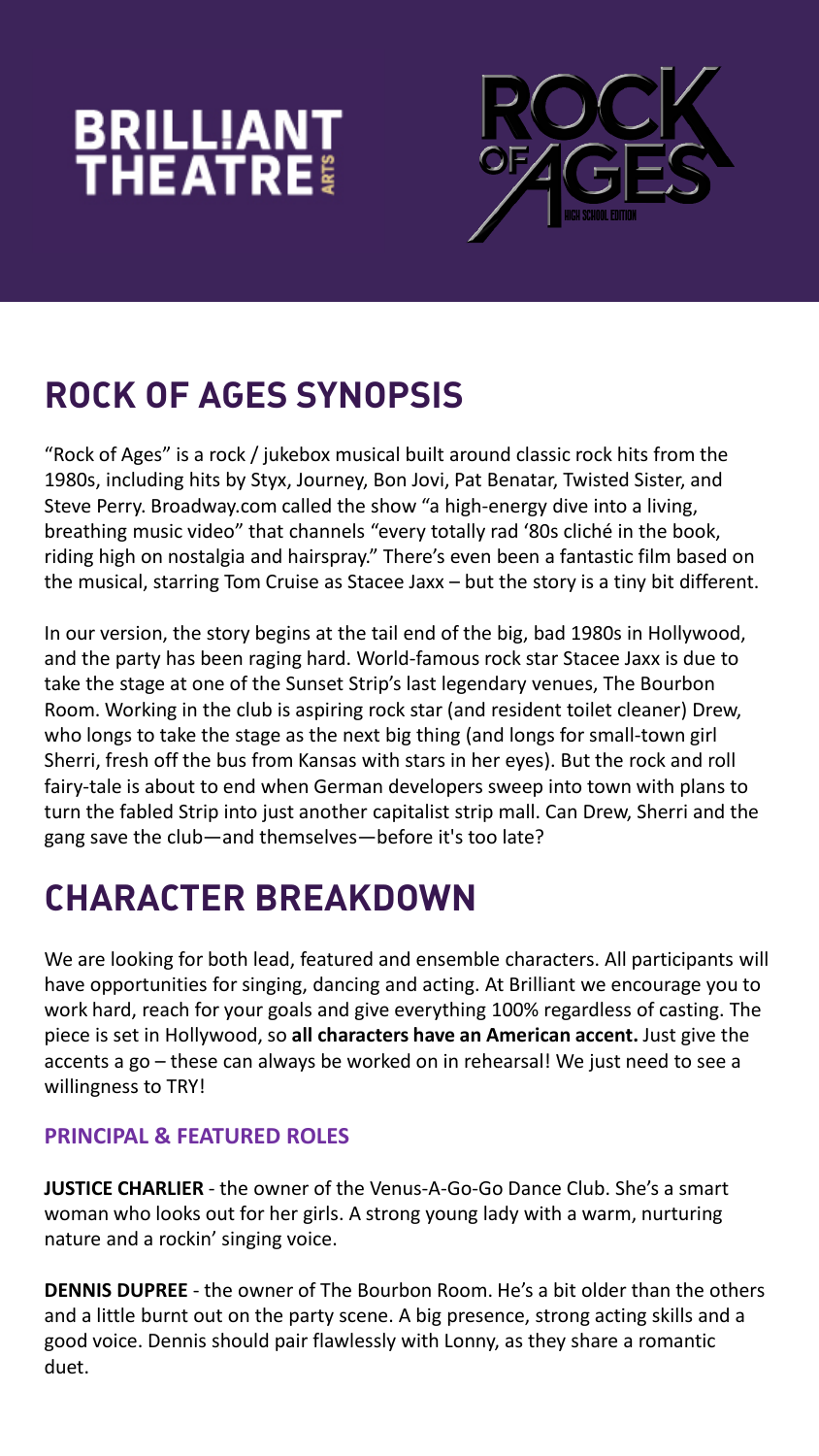# ROCK OF AGES SYNOPSIS

"Rock of Ages" is a rock / jukebox musical built around classic rock hits from the 1980s, including hits by Styx, Journey, Bon Jovi, Pat Benatar, Twisted Sister, and Steve Perry. Broadway.com called the show "a high-energy dive into a living, breathing music video" that channels "every totally rad '80s cliché in the book, riding high on nostalgia and hairspray." There's even been a fantastic film based on the musical, starring Tom Cruise as Stacee Jaxx – but the story is a tiny bit different.

In our version, the story begins at the tail end of the big, bad 1980s in Hollywood, and the party has been raging hard. World-famous rock star Stacee Jaxx is due to take the stage at one of the Sunset Strip's last legendary venues, The Bourbon Room. Working in the club is aspiring rock star (and resident toilet cleaner) Drew, who longs to take the stage as the next big thing (and longs for small-town girl Sherri, fresh off the bus from Kansas with stars in her eyes). But the rock and roll fairy-tale is about to end when German developers sweep into town with plans to turn the fabled Strip into just another capitalist strip mall. Can Drew, Sherri and the gang save the club—and themselves—before it's too late?

# CHARACTER BREAKDOWN

We are looking for both lead, featured and ensemble characters. All participants will have opportunities for singing, dancing and acting. At Brilliant we encourage you to work hard, reach for your goals and give everything 100% regardless of casting. The piece is set in Hollywood, so **all characters have an American accent.** Just give the accents a go – these can always be worked on in rehearsal! We just need to see a willingness to TRY!

### PRINCIPAL & FEATURED ROLES

**JUSTICE CHARLIER** - the owner of the Venus-A-Go-Go Dance Club. She's a smart woman who looks out for her girls. A strong young lady with a warm, nurturing nature and a rockin' singing voice.

**DENNIS DUPREE** - the owner of The Bourbon Room. He's a bit older than the others and a little burnt out on the party scene. A big presence, strong acting skills and a good voice. Dennis should pair flawlessly with Lonny, as they share a romantic duet.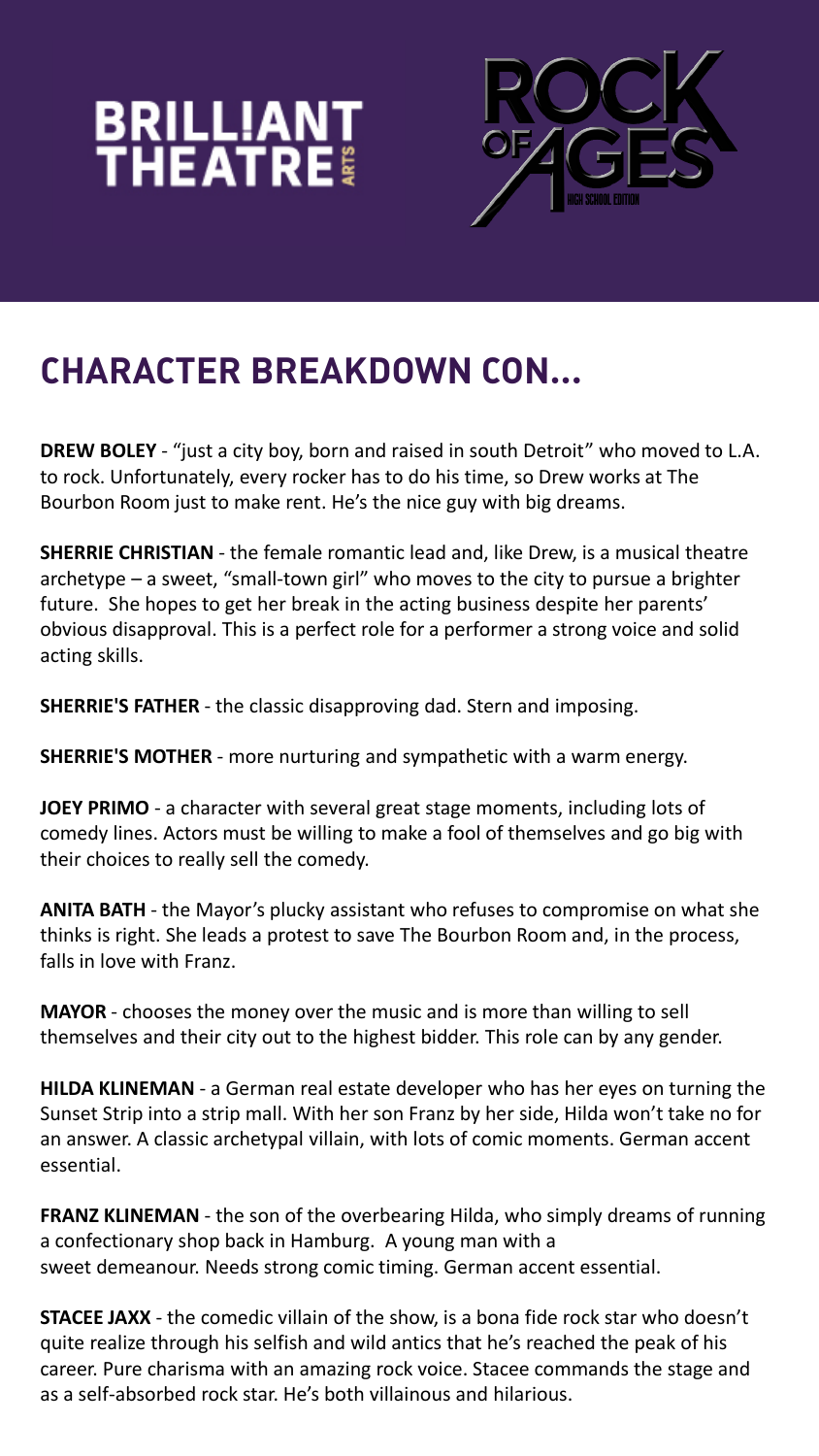# BRILLIANT THEATRE ARTS

# ROCK OF AGES

HIGH SCHOOL EDITION

## CHARACTER BREAKDOWN CON...

**DREW BOLEY** - "just a city boy, born and raised in south Detroit" who moved to L.A. to rock. Unfortunately, every rocker has to do his time, so Drew works at The Bourbon Room just to make rent. He's the nice guy with big dreams.

**SHERRIE CHRISTIAN** - the female romantic lead and, like Drew, is a musical theatre archetype – a sweet, "small-town girl" who moves to the city to pursue a brighter future. She hopes to get her break in the acting business despite her parents' obvious disapproval. This is a perfect role for a performer a strong voice and solid acting skills.

**SHERRIE'S FATHER** - the classic disapproving dad. Stern and imposing.

**SHERRIE'S MOTHER** - more nurturing and sympathetic with a warm energy.

**JOEY PRIMO** - a character with several great stage moments, including lots of comedy lines. Actors must be willing to make a fool of themselves and go big with their choices to really sell the comedy.

**ANITA BATH** - the Mayor's plucky assistant who refuses to compromise on what she thinks is right. She leads a protest to save The Bourbon Room and, in the process, falls in love with Franz.

**MAYOR** - chooses the money over the music and is more than willing to sell themselves and their city out to the highest bidder. This role can by any gender.

**HILDA KLINEMAN** - a German real estate developer who has her eyes on turning the Sunset Strip into a strip mall. With her son Franz by her side, Hilda won't take no for an answer. A classic archetypal villain, with lots of comic moments. German accent essential.

**FRANZ KLINEMAN** - the son of the overbearing Hilda, who simply dreams of running a confectionary shop back in Hamburg. A young man with a sweet demeanour. Needs strong comic timing. German accent essential.

**STACEE JAXX** - the comedic villain of the show, is a bona fide rock star who doesn't quite realize through his selfish and wild antics that he's reached the peak of his career. Pure charisma with an amazing rock voice. Stacee commands the stage and as a self-absorbed rock star. He's both villainous and hilarious.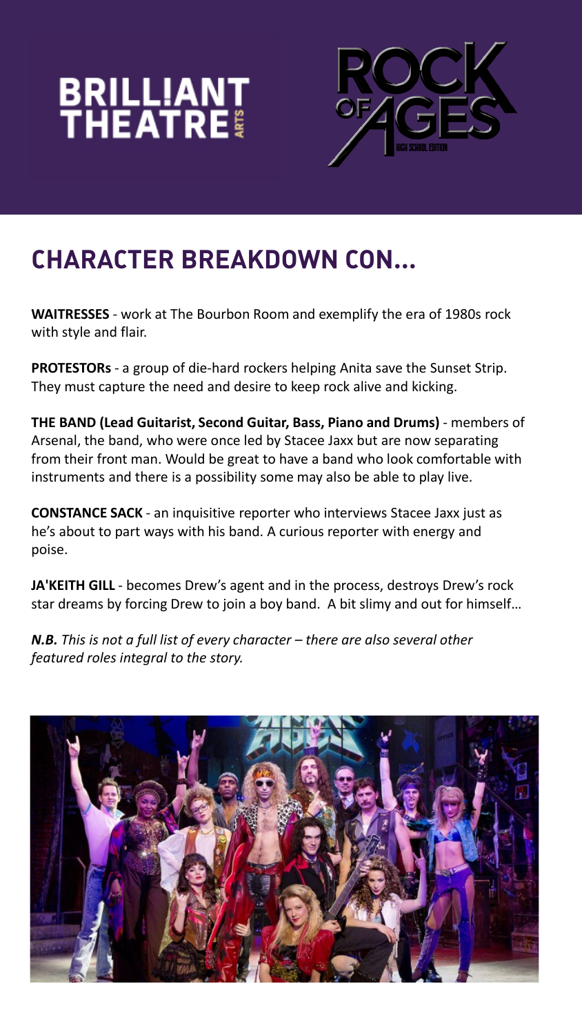BRILLIANT THEATRE ARTS

ROCK OF AGES HIGH SCHOOL EDITION

## CHARACTER BREAKDOWN CON...

**WAITRESSES** - work at The Bourbon Room and exemplify the era of 1980s rock with style and flair.

**PROTESTORs** - a group of die-hard rockers helping Anita save the Sunset Strip. They must capture the need and desire to keep rock alive and kicking.

**THE BAND (Lead Guitarist, Second Guitar, Bass, Piano and Drums)** - members of Arsenal, the band, who were once led by Stacee Jaxx but are now separating from their front man. Would be great to have a band who look comfortable with instruments and there is a possibility some may also be able to play live.

**CONSTANCE SACK** - an inquisitive reporter who interviews Stacee Jaxx just as he's about to part ways with his band. A curious reporter with energy and poise.

**JA'KEITH GILL** - becomes Drew's agent and in the process, destroys Drew's rock star dreams by forcing Drew to join a boy band. A bit slimy and out for himself…

***N.B.*** *This is not a full list of every character – there are also several other featured roles integral to the story.*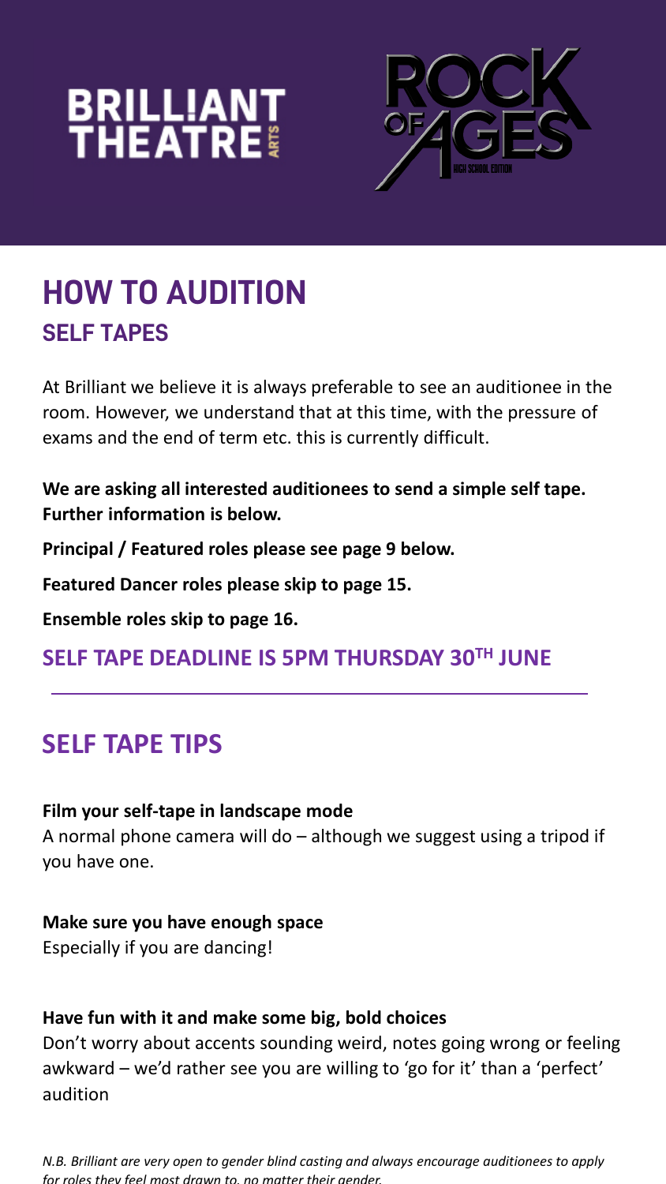BRILLIANT THEATRE ARTS

ROCK OF AGES HIGH SCHOOL EDITION

# HOW TO AUDITION

## SELF TAPES

At Brilliant we believe it is always preferable to see an auditionee in the room. However, we understand that at this time, with the pressure of exams and the end of term etc. this is currently difficult.

**We are asking all interested auditionees to send a simple self tape. Further information is below.**

**Principal / Featured roles please see page 9 below.**

**Featured Dancer roles please skip to page 15.**

**Ensemble roles skip to page 16.**

**SELF TAPE DEADLINE IS 5PM THURSDAY 30TH JUNE**

---

## SELF TAPE TIPS

**Film your self-tape in landscape mode**
A normal phone camera will do – although we suggest using a tripod if you have one.

**Make sure you have enough space**
Especially if you are dancing!

**Have fun with it and make some big, bold choices**
Don't worry about accents sounding weird, notes going wrong or feeling awkward – we'd rather see you are willing to 'go for it' than a 'perfect' audition

*N.B. Brilliant are very open to gender blind casting and always encourage auditionees to apply for roles they feel most drawn to, no matter their gender.*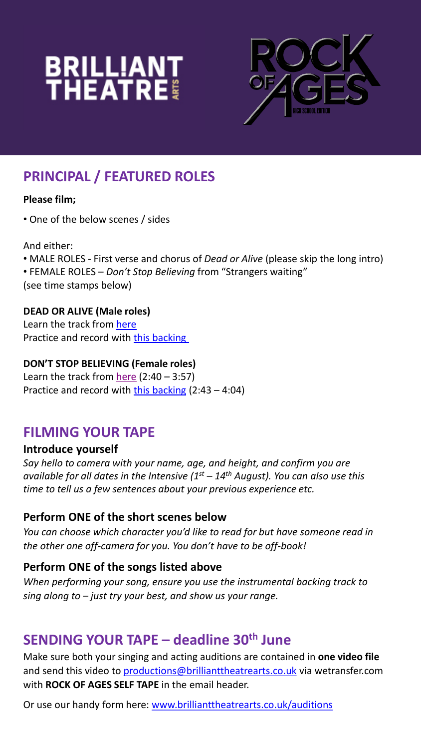BRILLIANT THEATRE ARTS

ROCK OF AGES HIGH SCHOOL EDITION

## PRINCIPAL / FEATURED ROLES

**Please film;**

• One of the below scenes / sides

And either:

• MALE ROLES - First verse and chorus of *Dead or Alive* (please skip the long intro)
• FEMALE ROLES – *Don't Stop Believing* from "Strangers waiting"
(see time stamps below)

**DEAD OR ALIVE (Male roles)**
Learn the track from here
Practice and record with this backing

**DON'T STOP BELIEVING (Female roles)**
Learn the track from here (2:40 – 3:57)
Practice and record with this backing (2:43 – 4:04)

## FILMING YOUR TAPE

### Introduce yourself

*Say hello to camera with your name, age, and height, and confirm you are available for all dates in the Intensive (1st – 14th August). You can also use this time to tell us a few sentences about your previous experience etc.*

### Perform ONE of the short scenes below

*You can choose which character you'd like to read for but have someone read in the other one off-camera for you. You don't have to be off-book!*

### Perform ONE of the songs listed above

*When performing your song, ensure you use the instrumental backing track to sing along to – just try your best, and show us your range.*

## SENDING YOUR TAPE – deadline 30th June

Make sure both your singing and acting auditions are contained in **one video file** and send this video to productions@brilliantheatrearts.co.uk via wetransfer.com with **ROCK OF AGES SELF TAPE** in the email header.

Or use our handy form here: www.brillianttheatrearts.co.uk/auditions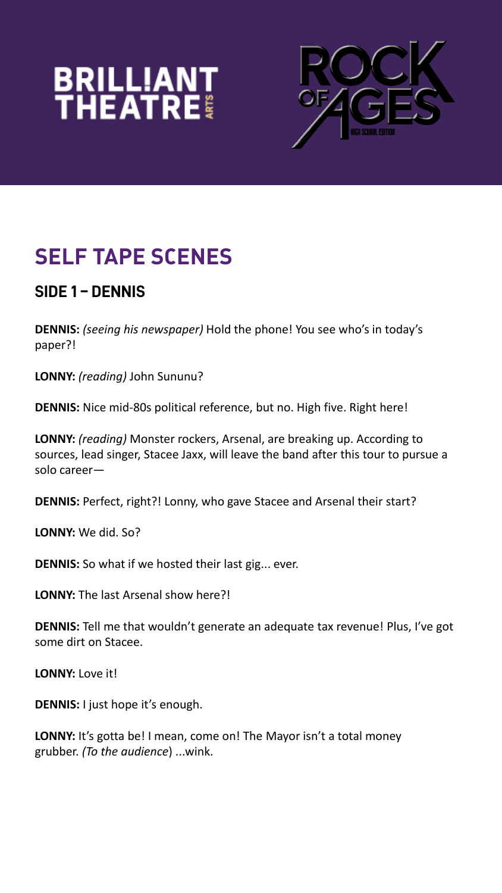# SELF TAPE SCENES

## SIDE 1 – DENNIS

**DENNIS:** *(seeing his newspaper)* Hold the phone! You see who's in today's paper?!

**LONNY:** *(reading)* John Sununu?

**DENNIS:** Nice mid-80s political reference, but no. High five. Right here!

**LONNY:** *(reading)* Monster rockers, Arsenal, are breaking up. According to sources, lead singer, Stacee Jaxx, will leave the band after this tour to pursue a solo career—

**DENNIS:** Perfect, right?! Lonny, who gave Stacee and Arsenal their start?

**LONNY:** We did. So?

**DENNIS:** So what if we hosted their last gig... ever.

**LONNY:** The last Arsenal show here?!

**DENNIS:** Tell me that wouldn't generate an adequate tax revenue! Plus, I've got some dirt on Stacee.

**LONNY:** Love it!

**DENNIS:** I just hope it's enough.

**LONNY:** It's gotta be! I mean, come on! The Mayor isn't a total money grubber. *(To the audience)* ...wink.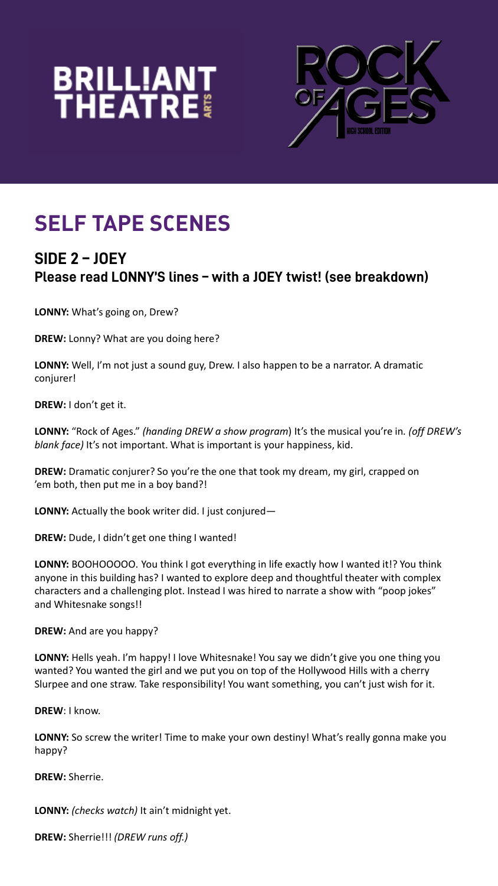# SELF TAPE SCENES

## SIDE 2 – JOEY
### Please read LONNY'S lines – with a JOEY twist! (see breakdown)

**LONNY:** What's going on, Drew?

**DREW:** Lonny? What are you doing here?

**LONNY:** Well, I'm not just a sound guy, Drew. I also happen to be a narrator. A dramatic conjurer!

**DREW:** I don't get it.

**LONNY:** "Rock of Ages." *(handing DREW a show program*) It's the musical you're in. *(off DREW's blank face)* It's not important. What is important is your happiness, kid.

**DREW:** Dramatic conjurer? So you're the one that took my dream, my girl, crapped on 'em both, then put me in a boy band?!

**LONNY:** Actually the book writer did. I just conjured—

**DREW:** Dude, I didn't get one thing I wanted!

**LONNY:** BOOHOOOOO. You think I got everything in life exactly how I wanted it!? You think anyone in this building has? I wanted to explore deep and thoughtful theater with complex characters and a challenging plot. Instead I was hired to narrate a show with "poop jokes" and Whitesnake songs!!

**DREW:** And are you happy?

**LONNY:** Hells yeah. I'm happy! I love Whitesnake! You say we didn't give you one thing you wanted? You wanted the girl and we put you on top of the Hollywood Hills with a cherry Slurpee and one straw. Take responsibility! You want something, you can't just wish for it.

**DREW**: I know.

**LONNY:** So screw the writer! Time to make your own destiny! What's really gonna make you happy?

**DREW:** Sherrie.

**LONNY:** *(checks watch)* It ain't midnight yet.

**DREW:** Sherrie!!! *(DREW runs off.)*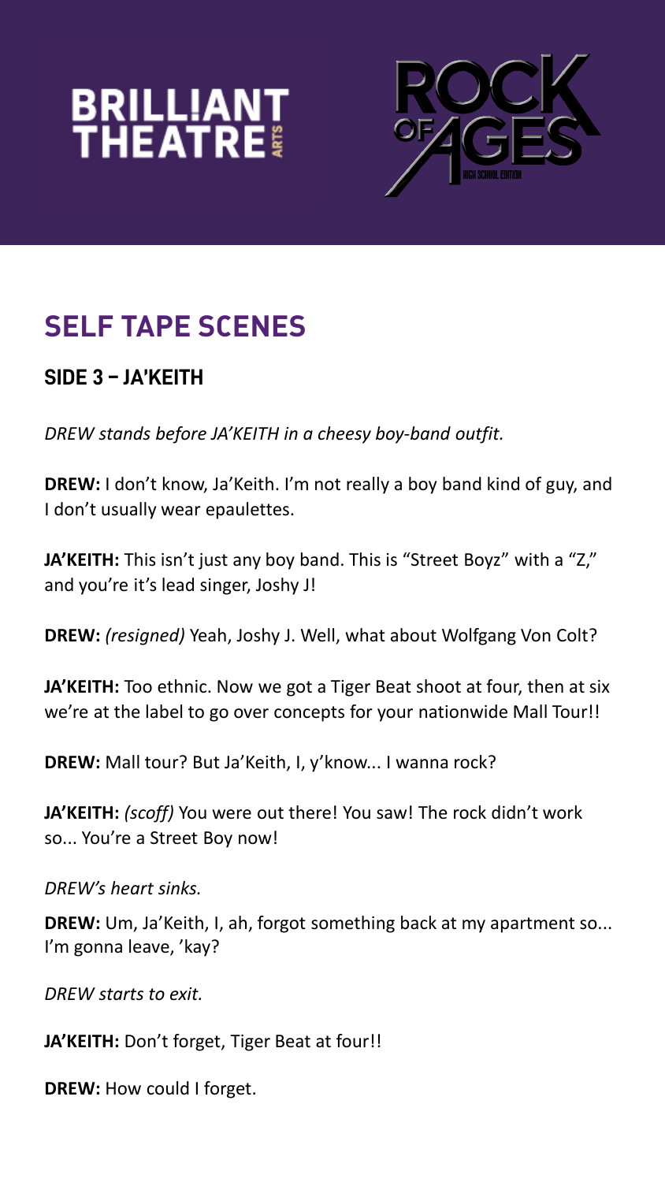# SELF TAPE SCENES

## SIDE 3 – JA'KEITH

*DREW stands before JA'KEITH in a cheesy boy-band outfit.*

**DREW:** I don't know, Ja'Keith. I'm not really a boy band kind of guy, and I don't usually wear epaulettes.

**JA'KEITH:** This isn't just any boy band. This is "Street Boyz" with a "Z," and you're it's lead singer, Joshy J!

**DREW:** *(resigned)* Yeah, Joshy J. Well, what about Wolfgang Von Colt?

**JA'KEITH:** Too ethnic. Now we got a Tiger Beat shoot at four, then at six we're at the label to go over concepts for your nationwide Mall Tour!!

**DREW:** Mall tour? But Ja'Keith, I, y'know... I wanna rock?

**JA'KEITH:** *(scoff)* You were out there! You saw! The rock didn't work so... You're a Street Boy now!

*DREW's heart sinks.*

**DREW:** Um, Ja'Keith, I, ah, forgot something back at my apartment so... I'm gonna leave, 'kay?

*DREW starts to exit.*

**JA'KEITH:** Don't forget, Tiger Beat at four!!

**DREW:** How could I forget.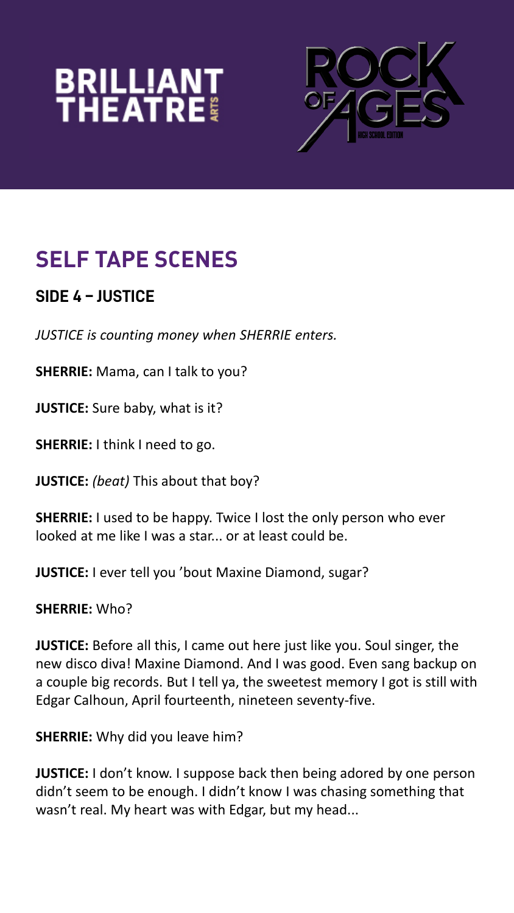# SELF TAPE SCENES

## SIDE 4 – JUSTICE

*JUSTICE is counting money when SHERRIE enters.*

**SHERRIE:** Mama, can I talk to you?

**JUSTICE:** Sure baby, what is it?

**SHERRIE:** I think I need to go.

**JUSTICE:** *(beat)* This about that boy?

**SHERRIE:** I used to be happy. Twice I lost the only person who ever looked at me like I was a star... or at least could be.

**JUSTICE:** I ever tell you 'bout Maxine Diamond, sugar?

**SHERRIE:** Who?

**JUSTICE:** Before all this, I came out here just like you. Soul singer, the new disco diva! Maxine Diamond. And I was good. Even sang backup on a couple big records. But I tell ya, the sweetest memory I got is still with Edgar Calhoun, April fourteenth, nineteen seventy-five.

**SHERRIE:** Why did you leave him?

**JUSTICE:** I don't know. I suppose back then being adored by one person didn't seem to be enough. I didn't know I was chasing something that wasn't real. My heart was with Edgar, but my head...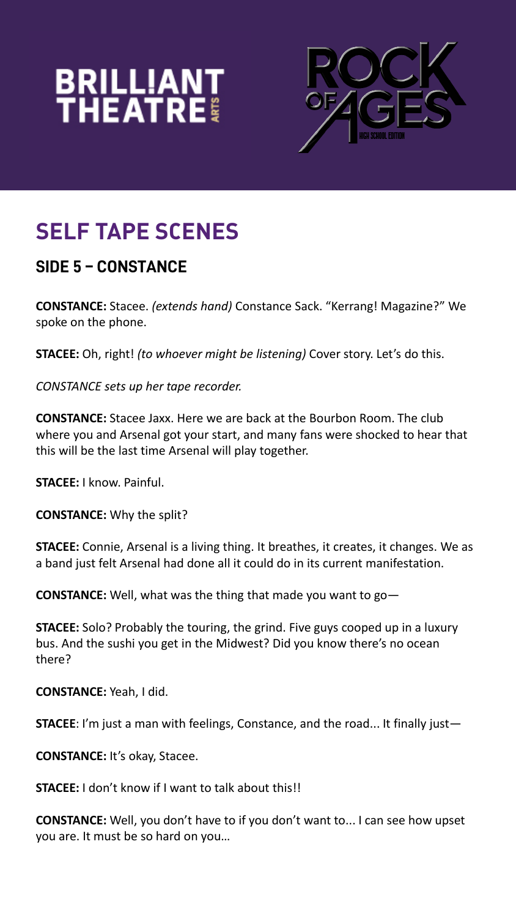# SELF TAPE SCENES

## SIDE 5 – CONSTANCE

**CONSTANCE:** Stacee. *(extends hand)* Constance Sack. "Kerrang! Magazine?" We spoke on the phone.

**STACEE:** Oh, right! *(to whoever might be listening)* Cover story. Let's do this.

*CONSTANCE sets up her tape recorder.*

**CONSTANCE:** Stacee Jaxx. Here we are back at the Bourbon Room. The club where you and Arsenal got your start, and many fans were shocked to hear that this will be the last time Arsenal will play together.

**STACEE:** I know. Painful.

**CONSTANCE:** Why the split?

**STACEE:** Connie, Arsenal is a living thing. It breathes, it creates, it changes. We as a band just felt Arsenal had done all it could do in its current manifestation.

**CONSTANCE:** Well, what was the thing that made you want to go—

**STACEE:** Solo? Probably the touring, the grind. Five guys cooped up in a luxury bus. And the sushi you get in the Midwest? Did you know there's no ocean there?

**CONSTANCE:** Yeah, I did.

**STACEE**: I'm just a man with feelings, Constance, and the road... It finally just—

**CONSTANCE:** It's okay, Stacee.

**STACEE:** I don't know if I want to talk about this!!

**CONSTANCE:** Well, you don't have to if you don't want to... I can see how upset you are. It must be so hard on you…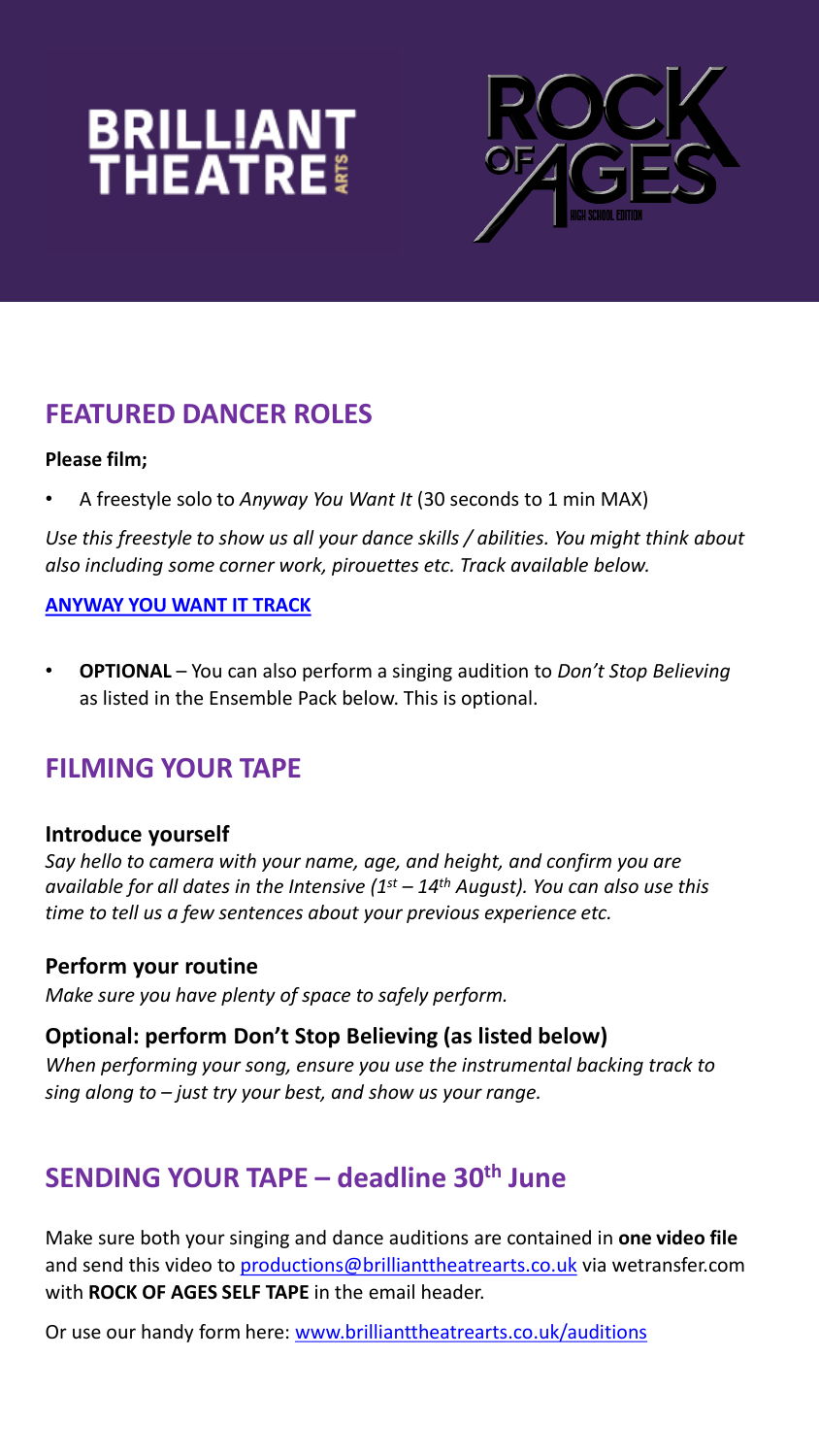# FEATURED DANCER ROLES

**Please film;**

- A freestyle solo to *Anyway You Want It* (30 seconds to 1 min MAX)

*Use this freestyle to show us all your dance skills / abilities. You might think about also including some corner work, pirouettes etc. Track available below.*

**ANYWAY YOU WANT IT TRACK**

- **OPTIONAL** – You can also perform a singing audition to *Don't Stop Believing* as listed in the Ensemble Pack below. This is optional.

# FILMING YOUR TAPE

**Introduce yourself**
*Say hello to camera with your name, age, and height, and confirm you are available for all dates in the Intensive (1st – 14th August). You can also use this time to tell us a few sentences about your previous experience etc.*

**Perform your routine**
*Make sure you have plenty of space to safely perform.*

**Optional: perform Don't Stop Believing (as listed below)**
*When performing your song, ensure you use the instrumental backing track to sing along to – just try your best, and show us your range.*

# SENDING YOUR TAPE – deadline 30th June

Make sure both your singing and dance auditions are contained in **one video file** and send this video to productions@brilliantheatrearts.co.uk via wetransfer.com with **ROCK OF AGES SELF TAPE** in the email header.

Or use our handy form here: www.brilliantheatrearts.co.uk/auditions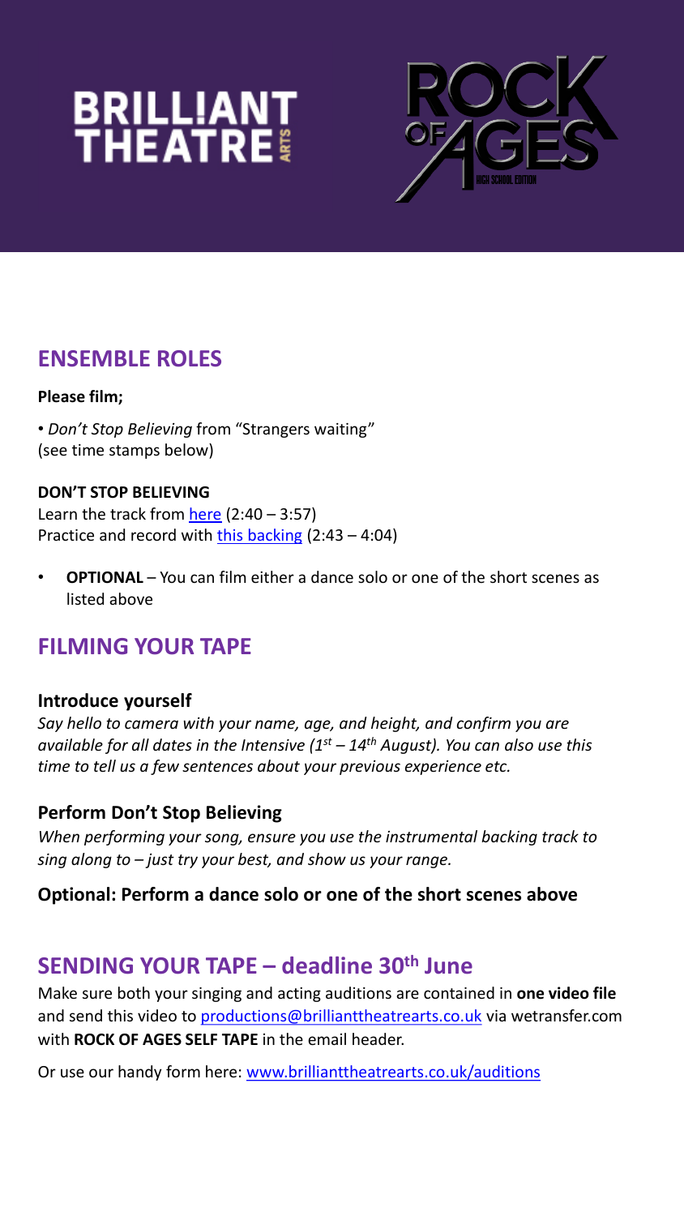BRILLIANT THEATRE ARTS

ROCK OF AGES HIGH SCHOOL EDITION

## ENSEMBLE ROLES

**Please film;**

• *Don't Stop Believing* from "Strangers waiting"
(see time stamps below)

**DON'T STOP BELIEVING**
Learn the track from here (2:40 – 3:57)
Practice and record with this backing (2:43 – 4:04)

- **OPTIONAL** – You can film either a dance solo or one of the short scenes as listed above

## FILMING YOUR TAPE

### Introduce yourself

*Say hello to camera with your name, age, and height, and confirm you are available for all dates in the Intensive (1st – 14th August). You can also use this time to tell us a few sentences about your previous experience etc.*

### Perform Don't Stop Believing

*When performing your song, ensure you use the instrumental backing track to sing along to – just try your best, and show us your range.*

### Optional: Perform a dance solo or one of the short scenes above

## SENDING YOUR TAPE – deadline 30th June

Make sure both your singing and acting auditions are contained in **one video file** and send this video to productions@brillianttheatrearts.co.uk via wetransfer.com with **ROCK OF AGES SELF TAPE** in the email header.

Or use our handy form here: www.brillianttheatrearts.co.uk/auditions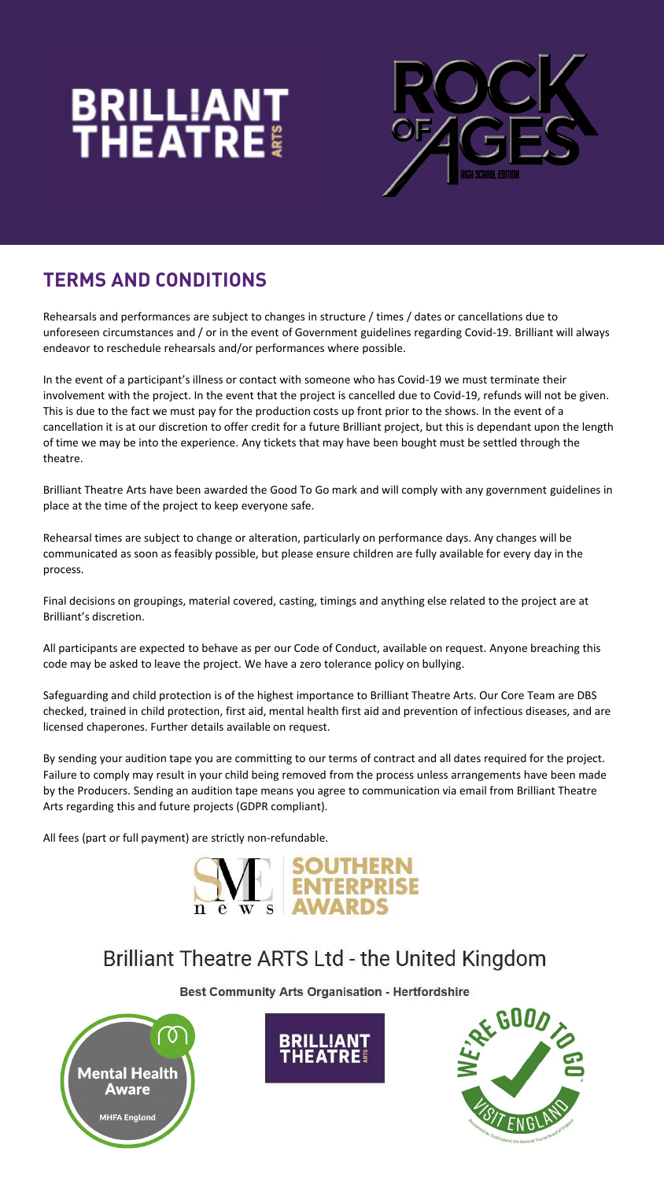BRILLIANT THEATRE ARTS

ROCK OF AGES HIGH SCHOOL EDITION

## TERMS AND CONDITIONS

Rehearsals and performances are subject to changes in structure / times / dates or cancellations due to unforeseen circumstances and / or in the event of Government guidelines regarding Covid-19. Brilliant will always endeavor to reschedule rehearsals and/or performances where possible.

In the event of a participant's illness or contact with someone who has Covid-19 we must terminate their involvement with the project. In the event that the project is cancelled due to Covid-19, refunds will not be given. This is due to the fact we must pay for the production costs up front prior to the shows. In the event of a cancellation it is at our discretion to offer credit for a future Brilliant project, but this is dependant upon the length of time we may be into the experience. Any tickets that may have been bought must be settled through the theatre.

Brilliant Theatre Arts have been awarded the Good To Go mark and will comply with any government guidelines in place at the time of the project to keep everyone safe.

Rehearsal times are subject to change or alteration, particularly on performance days. Any changes will be communicated as soon as feasibly possible, but please ensure children are fully available for every day in the process.

Final decisions on groupings, material covered, casting, timings and anything else related to the project are at Brilliant's discretion.

All participants are expected to behave as per our Code of Conduct, available on request. Anyone breaching this code may be asked to leave the project. We have a zero tolerance policy on bullying.

Safeguarding and child protection is of the highest importance to Brilliant Theatre Arts. Our Core Team are DBS checked, trained in child protection, first aid, mental health first aid and prevention of infectious diseases, and are licensed chaperones. Further details available on request.

By sending your audition tape you are committing to our terms of contract and all dates required for the project. Failure to comply may result in your child being removed from the process unless arrangements have been made by the Producers. Sending an audition tape means you agree to communication via email from Brilliant Theatre Arts regarding this and future projects (GDPR compliant).

All fees (part or full payment) are strictly non-refundable.

SME news | SOUTHERN ENTERPRISE AWARDS

Brilliant Theatre ARTS Ltd - the United Kingdom

**Best Community Arts Organisation - Hertfordshire**

Mental Health Aware
MHFA England

BRILLIANT THEATRE ARTS

WE'RE GOOD TO GO
VISIT ENGLAND